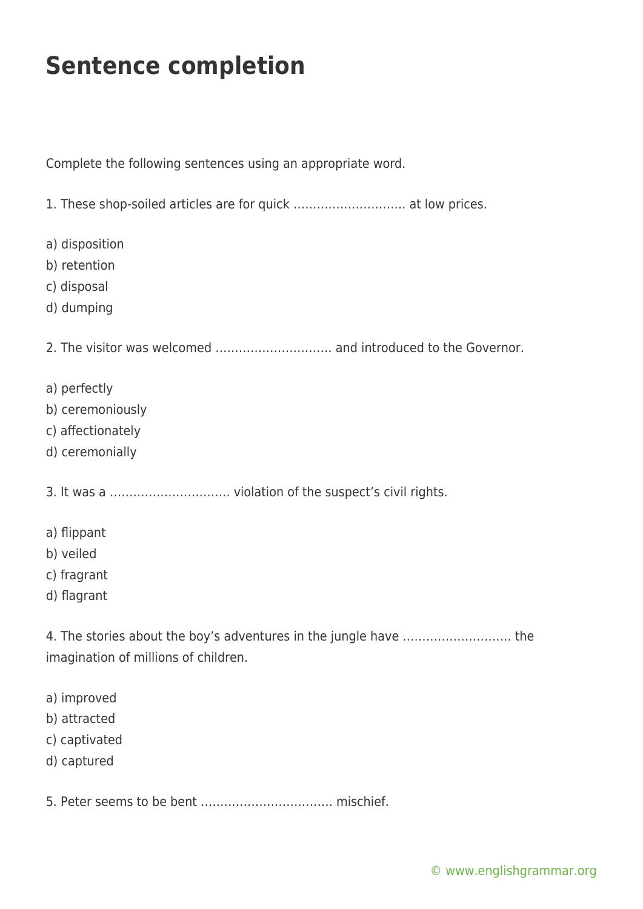# Sentence completion

Complete the following sentences using an appropriate word.

1. These shop-soiled articles are for quick ………………………. at low prices.

a) disposition
b) retention
c) disposal
d) dumping

2. The visitor was welcomed ……………………….. and introduced to the Governor.

a) perfectly
b) ceremoniously
c) affectionately
d) ceremonially

3. It was a ……………………….. violation of the suspect's civil rights.

a) flippant
b) veiled
c) fragrant
d) flagrant

4. The stories about the boy's adventures in the jungle have ………………………. the imagination of millions of children.

a) improved
b) attracted
c) captivated
d) captured

5. Peter seems to be bent …………………………… mischief.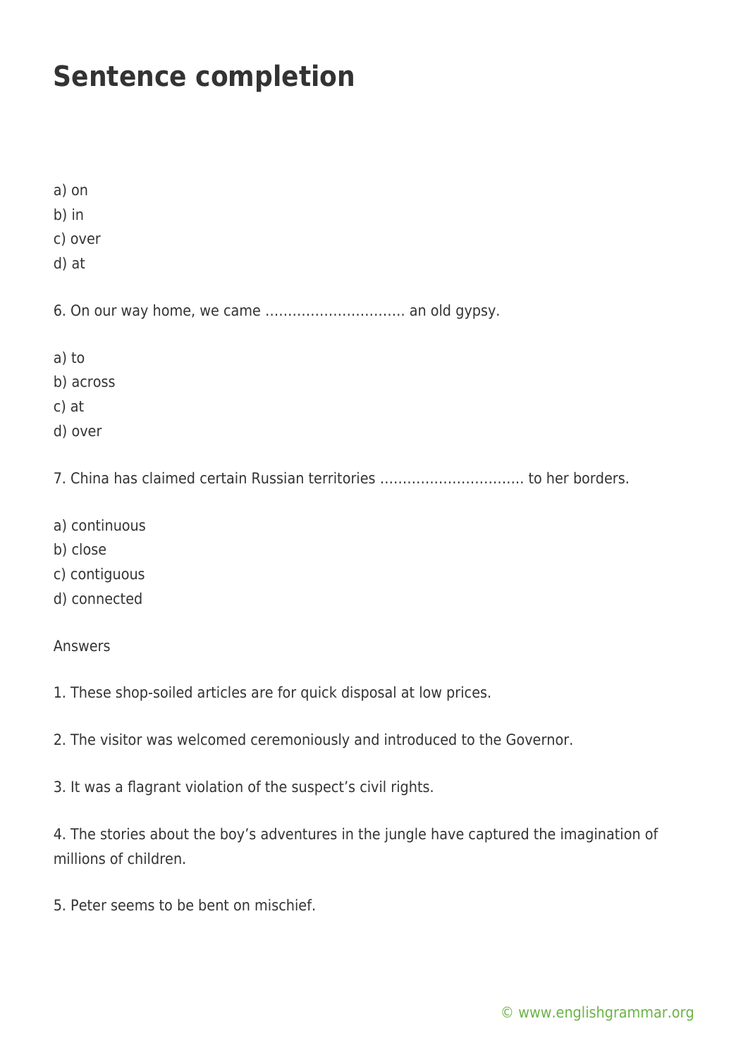# Sentence completion

a) on
b) in
c) over
d) at

6. On our way home, we came ………………………… an old gypsy.

a) to
b) across
c) at
d) over

7. China has claimed certain Russian territories ………………………….. to her borders.

a) continuous
b) close
c) contiguous
d) connected

Answers

1. These shop-soiled articles are for quick disposal at low prices.

2. The visitor was welcomed ceremoniously and introduced to the Governor.

3. It was a flagrant violation of the suspect's civil rights.

4. The stories about the boy's adventures in the jungle have captured the imagination of millions of children.

5. Peter seems to be bent on mischief.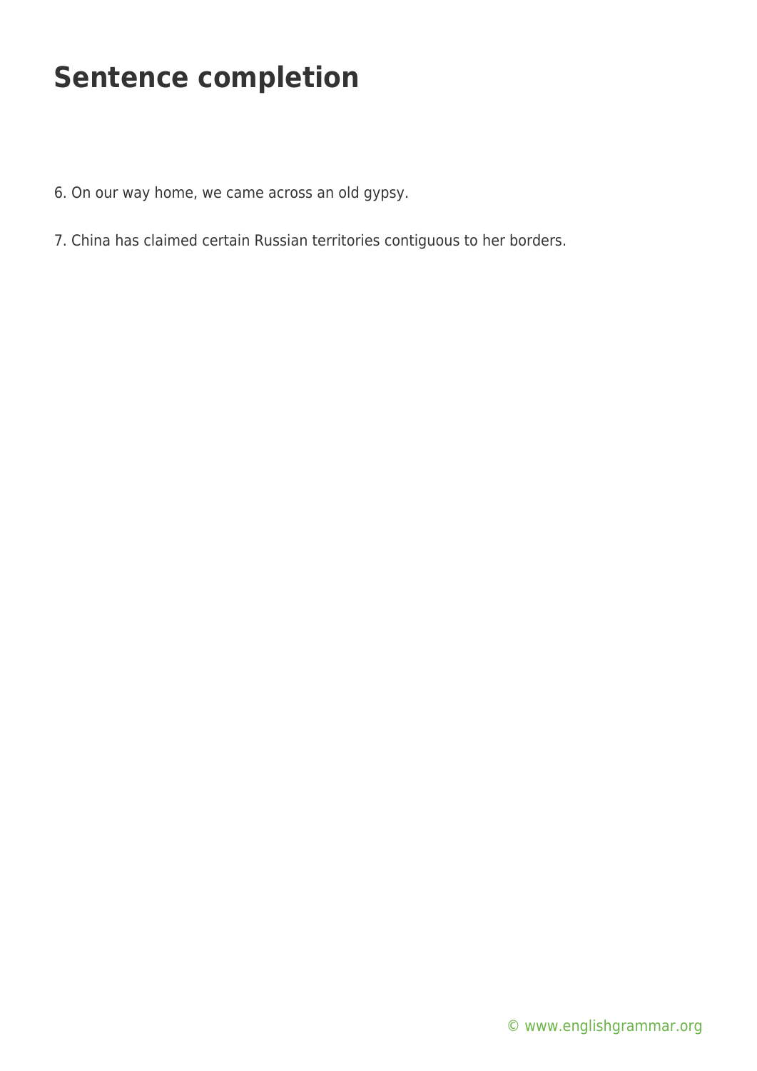# Sentence completion

6. On our way home, we came across an old gypsy.

7. China has claimed certain Russian territories contiguous to her borders.